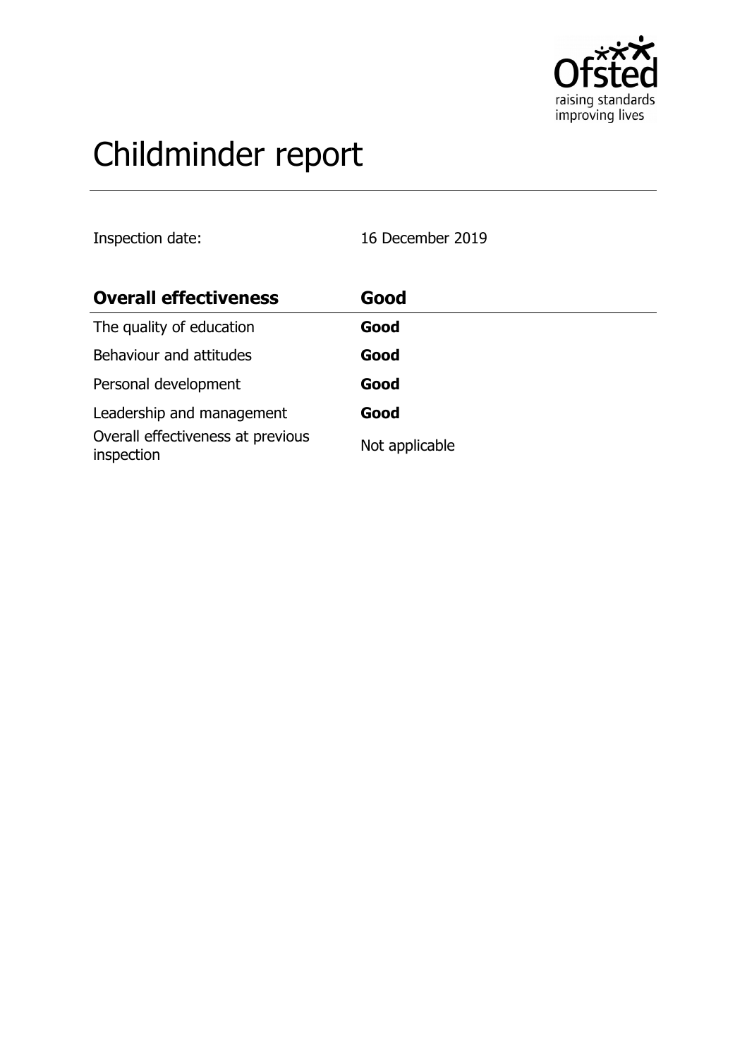# Childminder report

Inspection date: 16 December 2019

| Overall effectiveness | Good |
| --- | --- |
| The quality of education | **Good** |
| Behaviour and attitudes | **Good** |
| Personal development | **Good** |
| Leadership and management | **Good** |
| Overall effectiveness at previous inspection | Not applicable |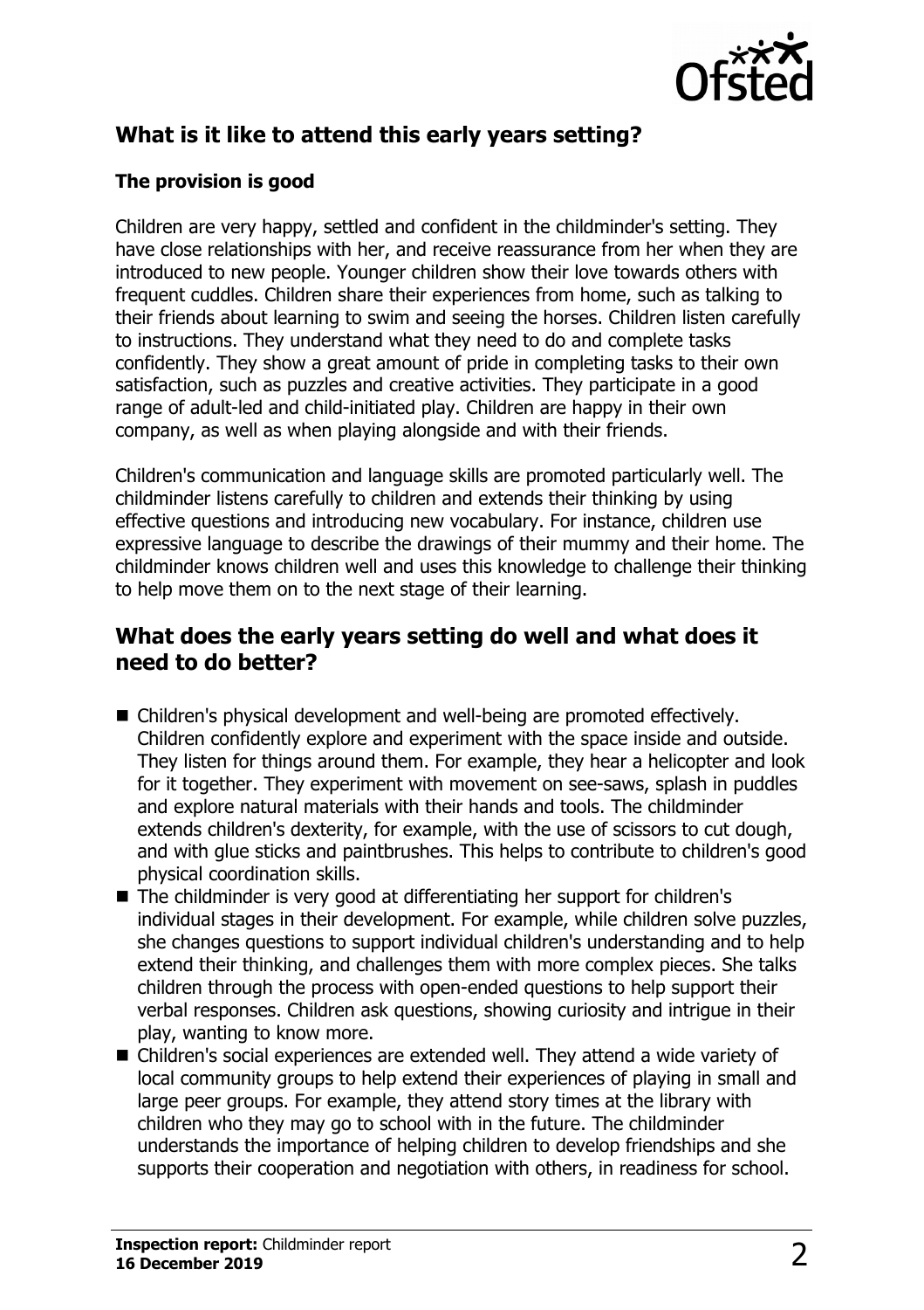## What is it like to attend this early years setting?

### The provision is good

Children are very happy, settled and confident in the childminder's setting. They have close relationships with her, and receive reassurance from her when they are introduced to new people. Younger children show their love towards others with frequent cuddles. Children share their experiences from home, such as talking to their friends about learning to swim and seeing the horses. Children listen carefully to instructions. They understand what they need to do and complete tasks confidently. They show a great amount of pride in completing tasks to their own satisfaction, such as puzzles and creative activities. They participate in a good range of adult-led and child-initiated play. Children are happy in their own company, as well as when playing alongside and with their friends.

Children's communication and language skills are promoted particularly well. The childminder listens carefully to children and extends their thinking by using effective questions and introducing new vocabulary. For instance, children use expressive language to describe the drawings of their mummy and their home. The childminder knows children well and uses this knowledge to challenge their thinking to help move them on to the next stage of their learning.

## What does the early years setting do well and what does it need to do better?

- Children's physical development and well-being are promoted effectively. Children confidently explore and experiment with the space inside and outside. They listen for things around them. For example, they hear a helicopter and look for it together. They experiment with movement on see-saws, splash in puddles and explore natural materials with their hands and tools. The childminder extends children's dexterity, for example, with the use of scissors to cut dough, and with glue sticks and paintbrushes. This helps to contribute to children's good physical coordination skills.
- The childminder is very good at differentiating her support for children's individual stages in their development. For example, while children solve puzzles, she changes questions to support individual children's understanding and to help extend their thinking, and challenges them with more complex pieces. She talks children through the process with open-ended questions to help support their verbal responses. Children ask questions, showing curiosity and intrigue in their play, wanting to know more.
- Children's social experiences are extended well. They attend a wide variety of local community groups to help extend their experiences of playing in small and large peer groups. For example, they attend story times at the library with children who they may go to school with in the future. The childminder understands the importance of helping children to develop friendships and she supports their cooperation and negotiation with others, in readiness for school.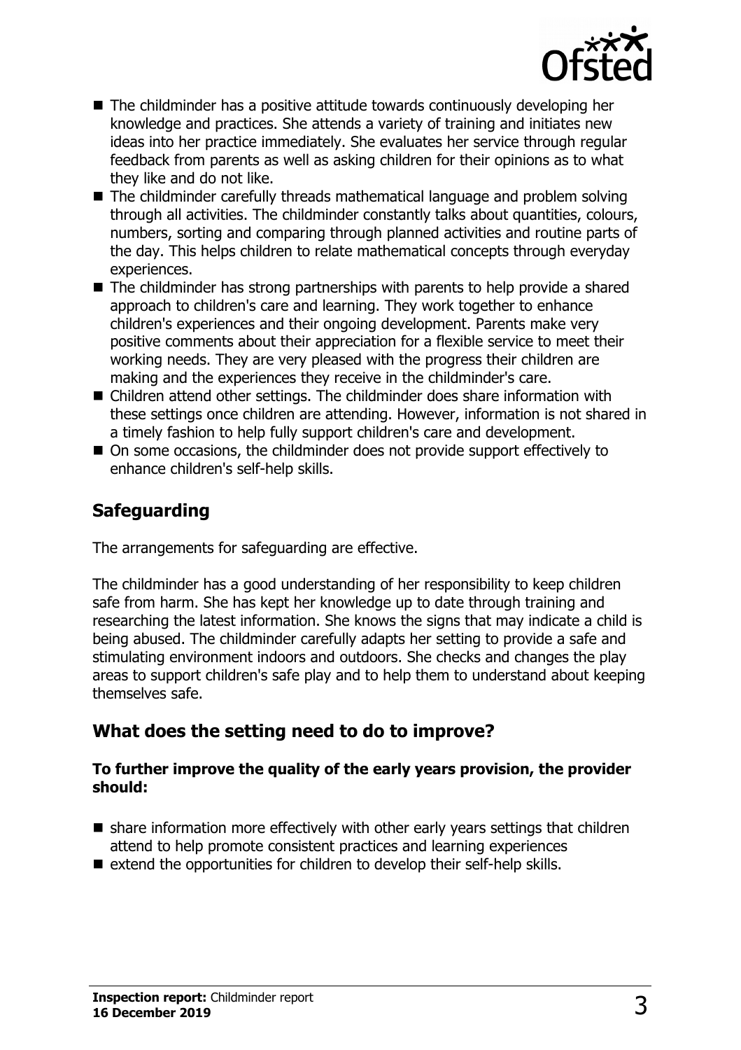- The childminder has a positive attitude towards continuously developing her knowledge and practices. She attends a variety of training and initiates new ideas into her practice immediately. She evaluates her service through regular feedback from parents as well as asking children for their opinions as to what they like and do not like.
- The childminder carefully threads mathematical language and problem solving through all activities. The childminder constantly talks about quantities, colours, numbers, sorting and comparing through planned activities and routine parts of the day. This helps children to relate mathematical concepts through everyday experiences.
- The childminder has strong partnerships with parents to help provide a shared approach to children's care and learning. They work together to enhance children's experiences and their ongoing development. Parents make very positive comments about their appreciation for a flexible service to meet their working needs. They are very pleased with the progress their children are making and the experiences they receive in the childminder's care.
- Children attend other settings. The childminder does share information with these settings once children are attending. However, information is not shared in a timely fashion to help fully support children's care and development.
- On some occasions, the childminder does not provide support effectively to enhance children's self-help skills.

## Safeguarding

The arrangements for safeguarding are effective.

The childminder has a good understanding of her responsibility to keep children safe from harm. She has kept her knowledge up to date through training and researching the latest information. She knows the signs that may indicate a child is being abused. The childminder carefully adapts her setting to provide a safe and stimulating environment indoors and outdoors. She checks and changes the play areas to support children's safe play and to help them to understand about keeping themselves safe.

## What does the setting need to do to improve?

**To further improve the quality of the early years provision, the provider should:**

- share information more effectively with other early years settings that children attend to help promote consistent practices and learning experiences
- extend the opportunities for children to develop their self-help skills.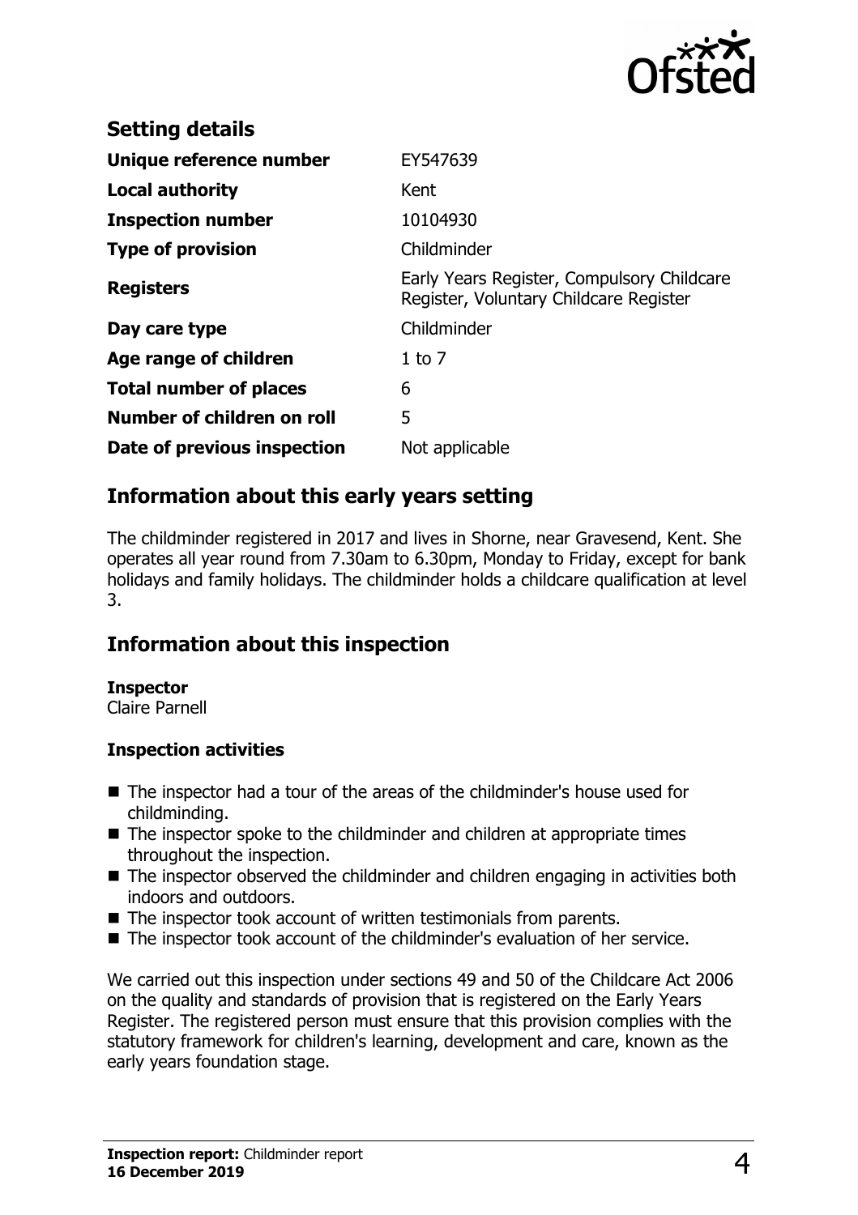## Setting details

| Field | Value |
| --- | --- |
| **Unique reference number** | EY547639 |
| **Local authority** | Kent |
| **Inspection number** | 10104930 |
| **Type of provision** | Childminder |
| **Registers** | Early Years Register, Compulsory Childcare Register, Voluntary Childcare Register |
| **Day care type** | Childminder |
| **Age range of children** | 1 to 7 |
| **Total number of places** | 6 |
| **Number of children on roll** | 5 |
| **Date of previous inspection** | Not applicable |

## Information about this early years setting

The childminder registered in 2017 and lives in Shorne, near Gravesend, Kent. She operates all year round from 7.30am to 6.30pm, Monday to Friday, except for bank holidays and family holidays. The childminder holds a childcare qualification at level 3.

## Information about this inspection

**Inspector**
Claire Parnell

### Inspection activities

- The inspector had a tour of the areas of the childminder's house used for childminding.
- The inspector spoke to the childminder and children at appropriate times throughout the inspection.
- The inspector observed the childminder and children engaging in activities both indoors and outdoors.
- The inspector took account of written testimonials from parents.
- The inspector took account of the childminder's evaluation of her service.

We carried out this inspection under sections 49 and 50 of the Childcare Act 2006 on the quality and standards of provision that is registered on the Early Years Register. The registered person must ensure that this provision complies with the statutory framework for children's learning, development and care, known as the early years foundation stage.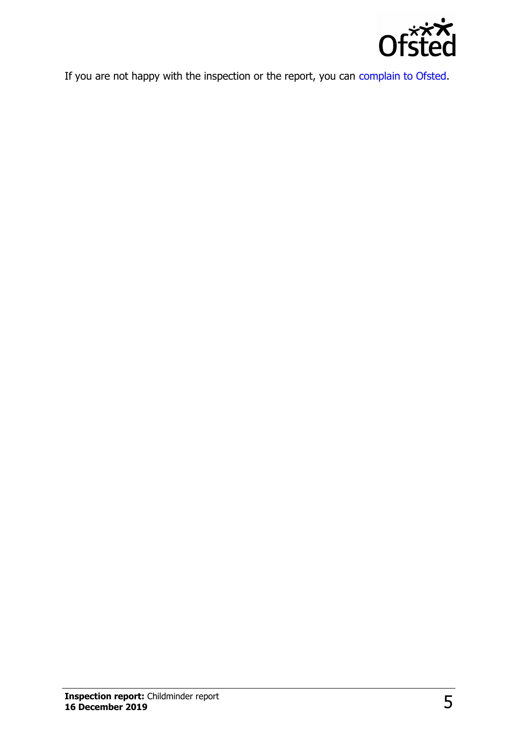If you are not happy with the inspection or the report, you can complain to Ofsted.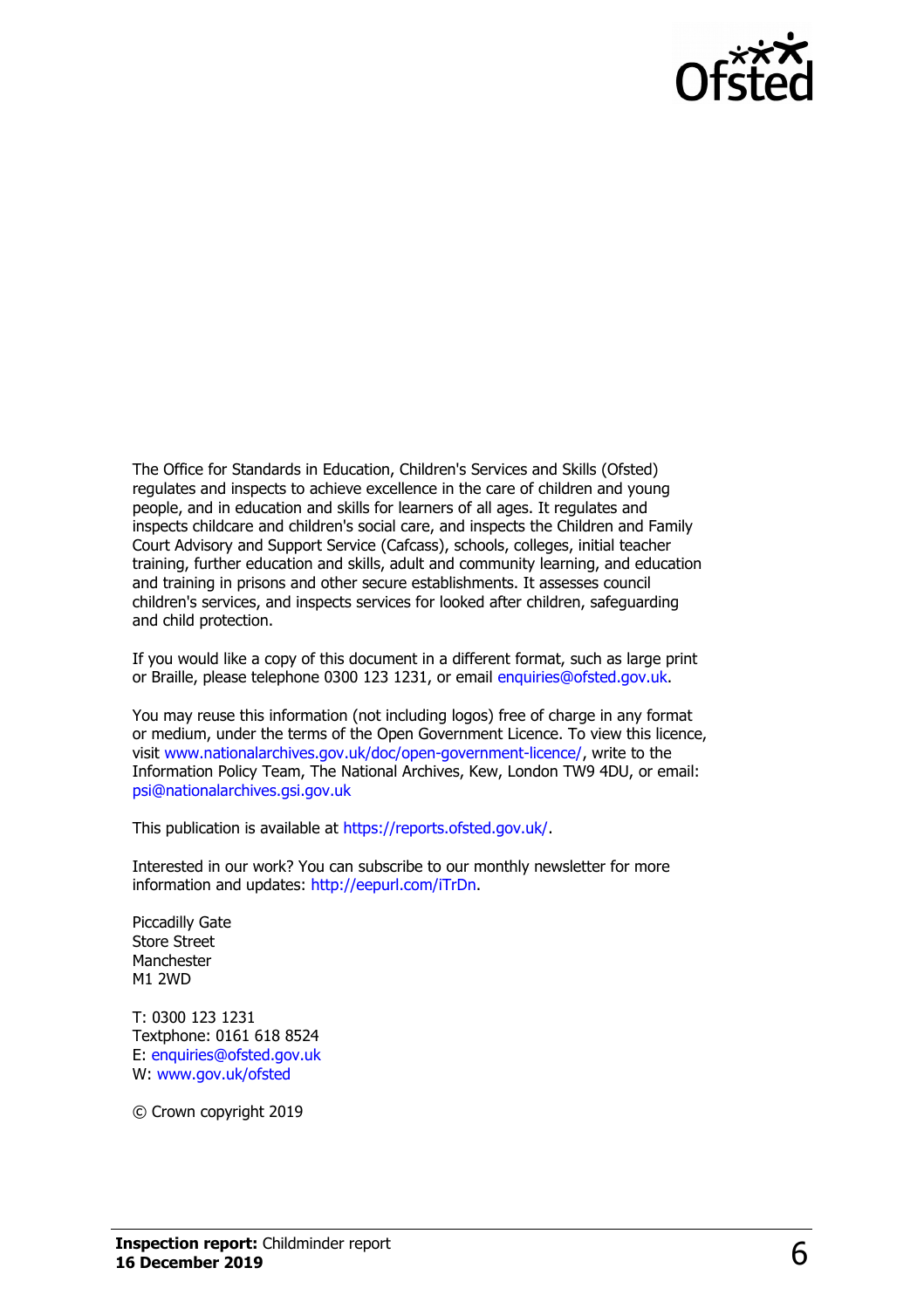The Office for Standards in Education, Children's Services and Skills (Ofsted) regulates and inspects to achieve excellence in the care of children and young people, and in education and skills for learners of all ages. It regulates and inspects childcare and children's social care, and inspects the Children and Family Court Advisory and Support Service (Cafcass), schools, colleges, initial teacher training, further education and skills, adult and community learning, and education and training in prisons and other secure establishments. It assesses council children's services, and inspects services for looked after children, safeguarding and child protection.

If you would like a copy of this document in a different format, such as large print or Braille, please telephone 0300 123 1231, or email enquiries@ofsted.gov.uk.

You may reuse this information (not including logos) free of charge in any format or medium, under the terms of the Open Government Licence. To view this licence, visit www.nationalarchives.gov.uk/doc/open-government-licence/, write to the Information Policy Team, The National Archives, Kew, London TW9 4DU, or email: psi@nationalarchives.gsi.gov.uk

This publication is available at https://reports.ofsted.gov.uk/.

Interested in our work? You can subscribe to our monthly newsletter for more information and updates: http://eepurl.com/iTrDn.

Piccadilly Gate
Store Street
Manchester
M1 2WD

T: 0300 123 1231
Textphone: 0161 618 8524
E: enquiries@ofsted.gov.uk
W: www.gov.uk/ofsted

© Crown copyright 2019